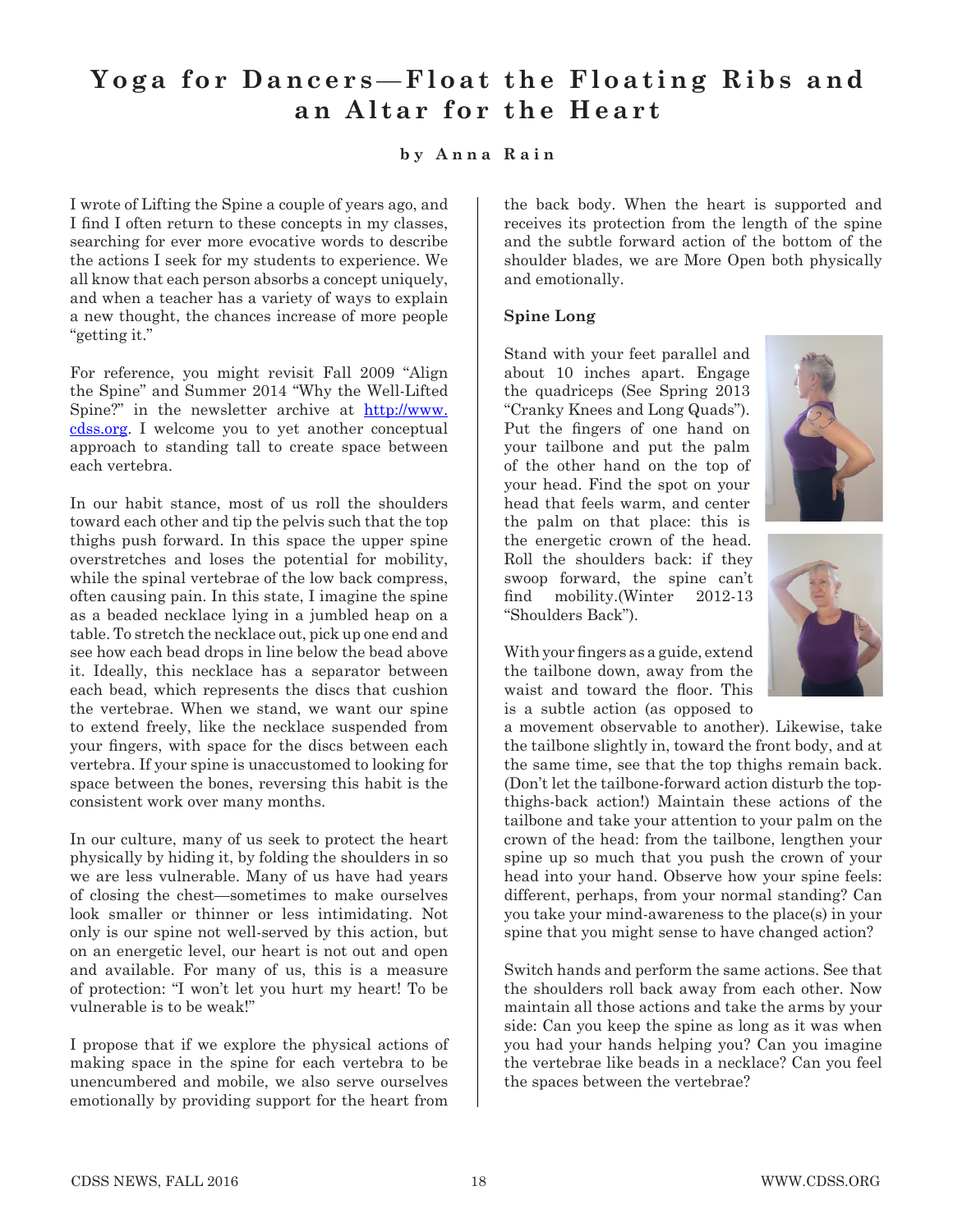# Yoga for Dancers—Float the Floating Ribs and an Altar for the Heart

**by Anna Rain**

I wrote of Lifting the Spine a couple of years ago, and I find I often return to these concepts in my classes, searching for ever more evocative words to describe the actions I seek for my students to experience. We all know that each person absorbs a concept uniquely, and when a teacher has a variety of ways to explain a new thought, the chances increase of more people "getting it."

For reference, you might revisit Fall 2009 "Align the Spine" and Summer 2014 "Why the Well-Lifted Spine?" in the newsletter archive at http://www.cdss.org. I welcome you to yet another conceptual approach to standing tall to create space between each vertebra.

In our habit stance, most of us roll the shoulders toward each other and tip the pelvis such that the top thighs push forward. In this space the upper spine overstretches and loses the potential for mobility, while the spinal vertebrae of the low back compress, often causing pain. In this state, I imagine the spine as a beaded necklace lying in a jumbled heap on a table. To stretch the necklace out, pick up one end and see how each bead drops in line below the bead above it. Ideally, this necklace has a separator between each bead, which represents the discs that cushion the vertebrae. When we stand, we want our spine to extend freely, like the necklace suspended from your fingers, with space for the discs between each vertebra. If your spine is unaccustomed to looking for space between the bones, reversing this habit is the consistent work over many months.

In our culture, many of us seek to protect the heart physically by hiding it, by folding the shoulders in so we are less vulnerable. Many of us have had years of closing the chest—sometimes to make ourselves look smaller or thinner or less intimidating. Not only is our spine not well-served by this action, but on an energetic level, our heart is not out and open and available. For many of us, this is a measure of protection: "I won't let you hurt my heart! To be vulnerable is to be weak!"

I propose that if we explore the physical actions of making space in the spine for each vertebra to be unencumbered and mobile, we also serve ourselves emotionally by providing support for the heart from the back body. When the heart is supported and receives its protection from the length of the spine and the subtle forward action of the bottom of the shoulder blades, we are More Open both physically and emotionally.

**Spine Long**

Stand with your feet parallel and about 10 inches apart. Engage the quadriceps (See Spring 2013 "Cranky Knees and Long Quads"). Put the fingers of one hand on your tailbone and put the palm of the other hand on the top of your head. Find the spot on your head that feels warm, and center the palm on that place: this is the energetic crown of the head. Roll the shoulders back: if they swoop forward, the spine can't find mobility.(Winter 2012-13 "Shoulders Back").

With your fingers as a guide, extend the tailbone down, away from the waist and toward the floor. This is a subtle action (as opposed to a movement observable to another). Likewise, take the tailbone slightly in, toward the front body, and at the same time, see that the top thighs remain back. (Don't let the tailbone-forward action disturb the top-thighs-back action!) Maintain these actions of the tailbone and take your attention to your palm on the crown of the head: from the tailbone, lengthen your spine up so much that you push the crown of your head into your hand. Observe how your spine feels: different, perhaps, from your normal standing? Can you take your mind-awareness to the place(s) in your spine that you might sense to have changed action?

Switch hands and perform the same actions. See that the shoulders roll back away from each other. Now maintain all those actions and take the arms by your side: Can you keep the spine as long as it was when you had your hands helping you? Can you imagine the vertebrae like beads in a necklace? Can you feel the spaces between the vertebrae?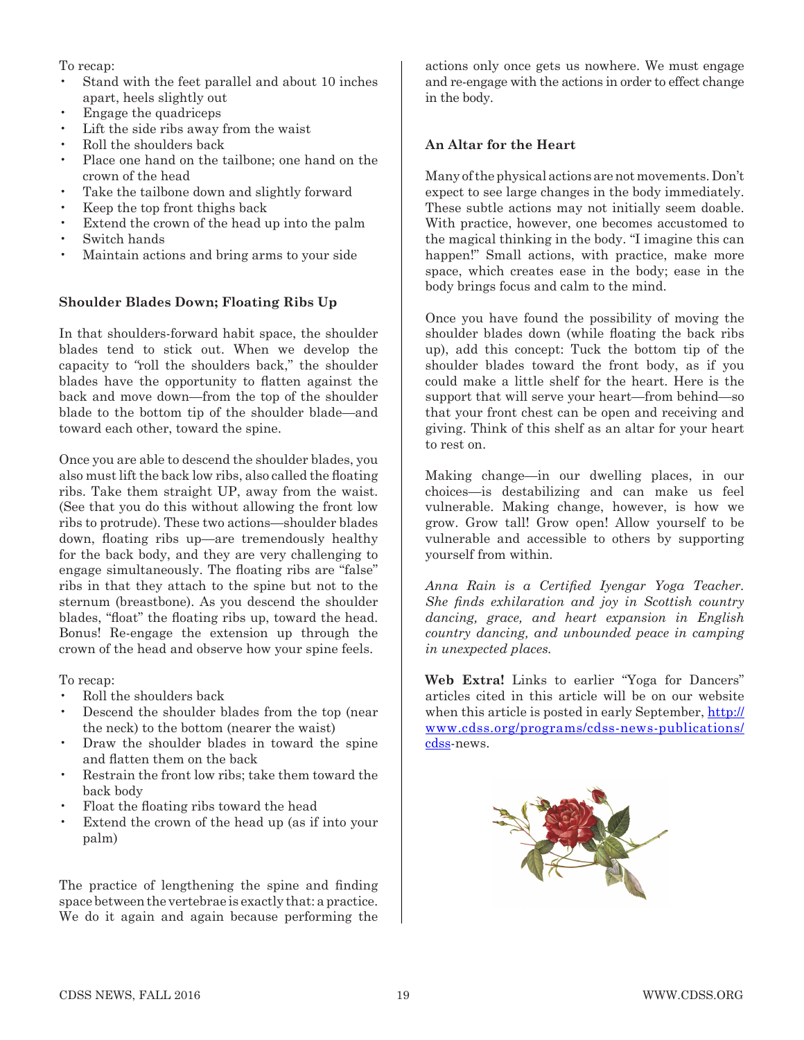To recap:

- Stand with the feet parallel and about 10 inches apart, heels slightly out
- Engage the quadriceps
- Lift the side ribs away from the waist
- Roll the shoulders back
- Place one hand on the tailbone; one hand on the crown of the head
- Take the tailbone down and slightly forward
- Keep the top front thighs back
- Extend the crown of the head up into the palm
- Switch hands
- Maintain actions and bring arms to your side

### Shoulder Blades Down; Floating Ribs Up

In that shoulders-forward habit space, the shoulder blades tend to stick out. When we develop the capacity to "roll the shoulders back," the shoulder blades have the opportunity to flatten against the back and move down—from the top of the shoulder blade to the bottom tip of the shoulder blade—and toward each other, toward the spine.

Once you are able to descend the shoulder blades, you also must lift the back low ribs, also called the floating ribs. Take them straight UP, away from the waist. (See that you do this without allowing the front low ribs to protrude). These two actions—shoulder blades down, floating ribs up—are tremendously healthy for the back body, and they are very challenging to engage simultaneously. The floating ribs are "false" ribs in that they attach to the spine but not to the sternum (breastbone). As you descend the shoulder blades, "float" the floating ribs up, toward the head. Bonus! Re-engage the extension up through the crown of the head and observe how your spine feels.

To recap:

- Roll the shoulders back
- Descend the shoulder blades from the top (near the neck) to the bottom (nearer the waist)
- Draw the shoulder blades in toward the spine and flatten them on the back
- Restrain the front low ribs; take them toward the back body
- Float the floating ribs toward the head
- Extend the crown of the head up (as if into your palm)

The practice of lengthening the spine and finding space between the vertebrae is exactly that: a practice. We do it again and again because performing the actions only once gets us nowhere. We must engage and re-engage with the actions in order to effect change in the body.

### An Altar for the Heart

Many of the physical actions are not movements. Don't expect to see large changes in the body immediately. These subtle actions may not initially seem doable. With practice, however, one becomes accustomed to the magical thinking in the body. "I imagine this can happen!" Small actions, with practice, make more space, which creates ease in the body; ease in the body brings focus and calm to the mind.

Once you have found the possibility of moving the shoulder blades down (while floating the back ribs up), add this concept: Tuck the bottom tip of the shoulder blades toward the front body, as if you could make a little shelf for the heart. Here is the support that will serve your heart—from behind—so that your front chest can be open and receiving and giving. Think of this shelf as an altar for your heart to rest on.

Making change—in our dwelling places, in our choices—is destabilizing and can make us feel vulnerable. Making change, however, is how we grow. Grow tall! Grow open! Allow yourself to be vulnerable and accessible to others by supporting yourself from within.

*Anna Rain is a Certified Iyengar Yoga Teacher. She finds exhilaration and joy in Scottish country dancing, grace, and heart expansion in English country dancing, and unbounded peace in camping in unexpected places.*

**Web Extra!** Links to earlier "Yoga for Dancers" articles cited in this article will be on our website when this article is posted in early September, http://www.cdss.org/programs/cdss-news-publications/cdss-news.